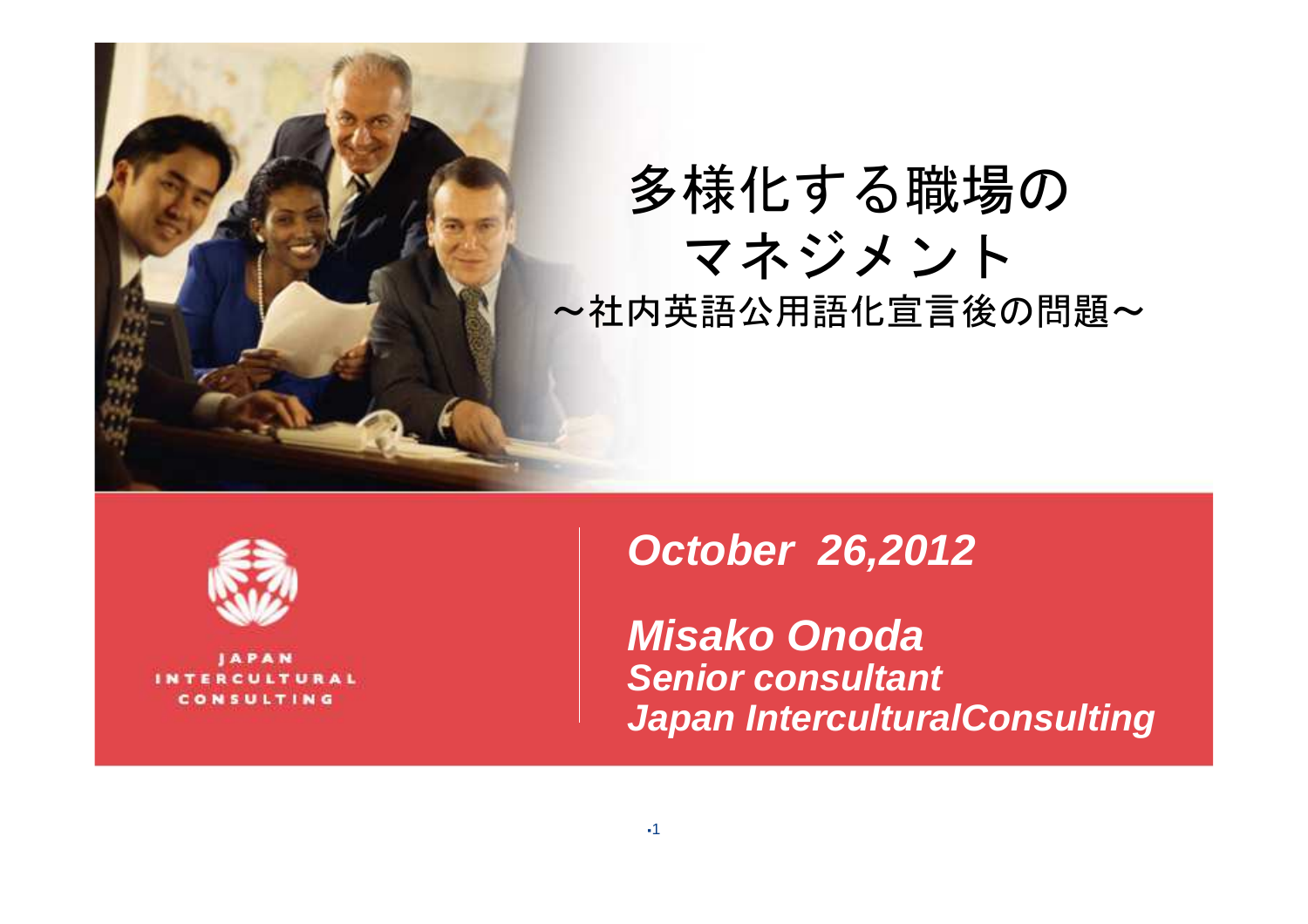# 多様化する職場のマネジメント

## ～社内英語公用語化宣言後の問題～

JAPAN INTERCULTURAL CONSULTING

***October 26,2012***

***Misako Onoda***
***Senior consultant***
***Japan InterculturalConsulting***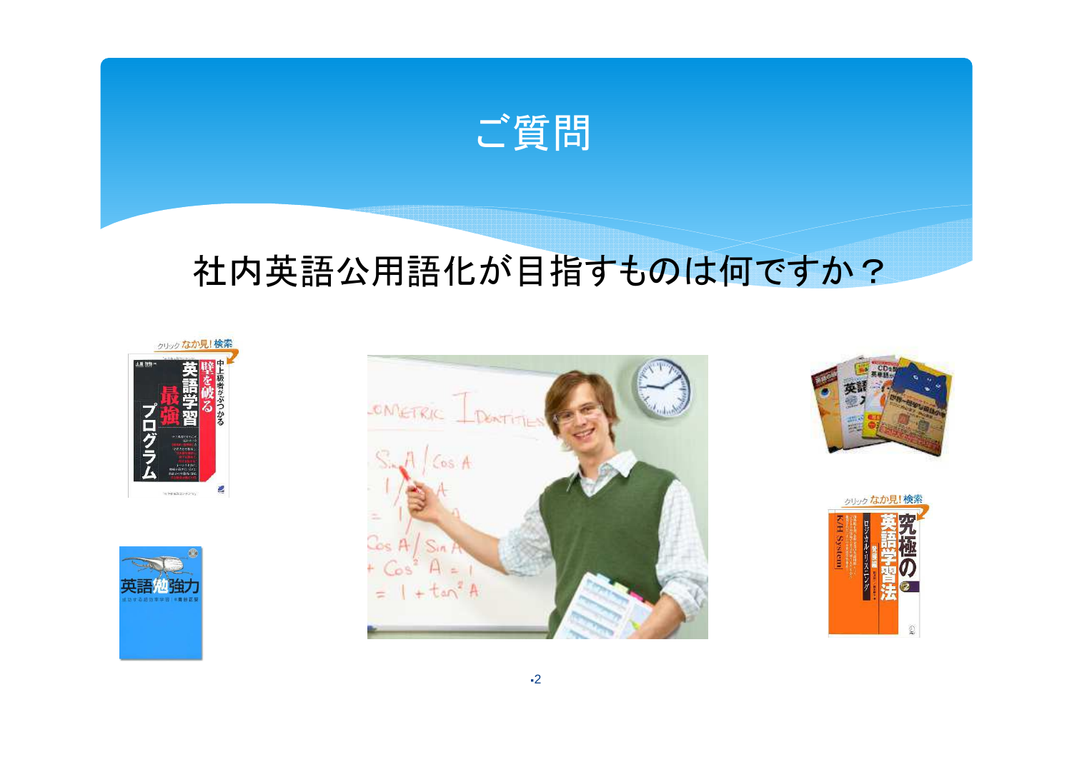# ご質問

社内英語公用語化が目指すものは何ですか？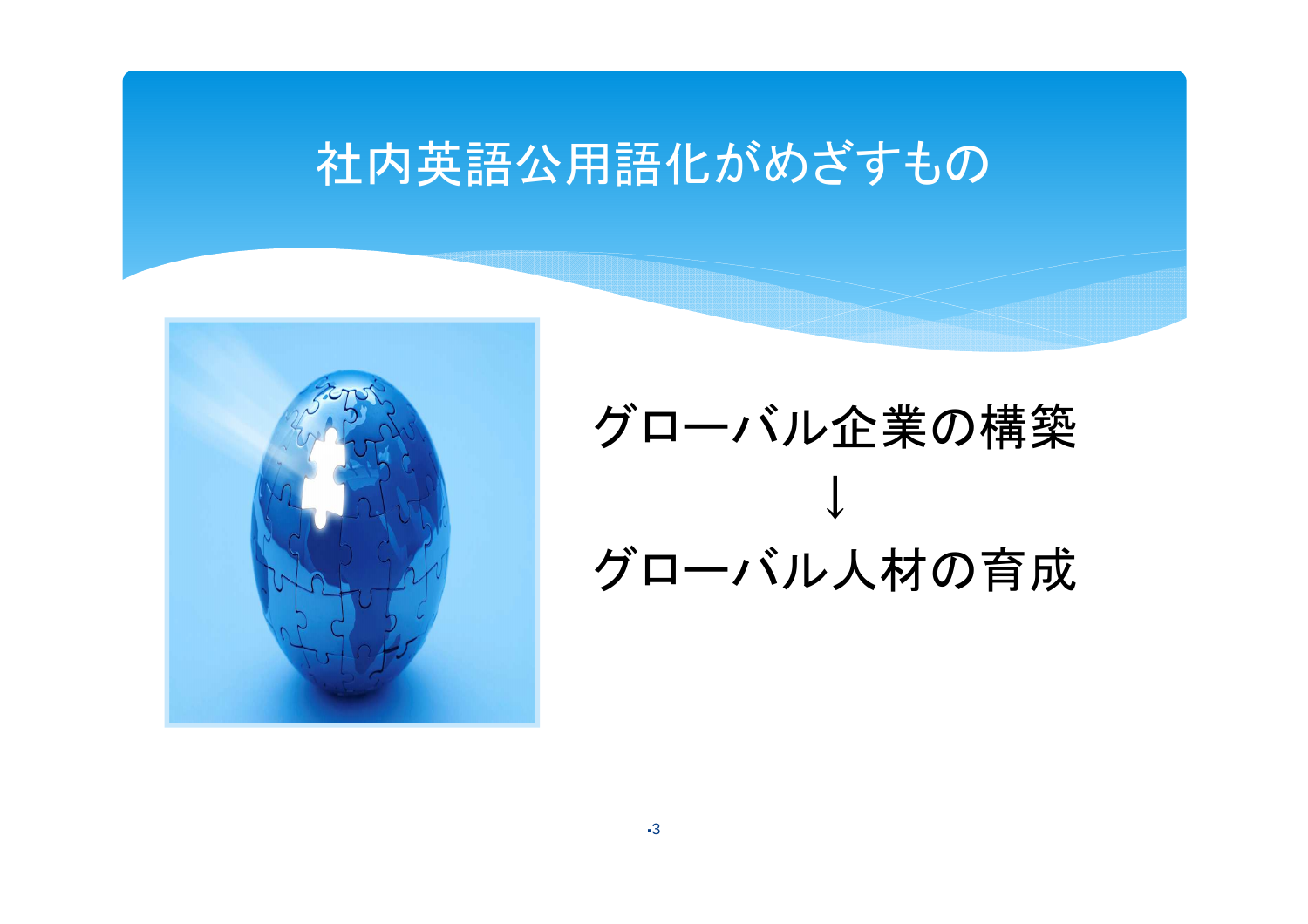# 社内英語公用語化がめざすもの

グローバル企業の構築

↓

グローバル人材の育成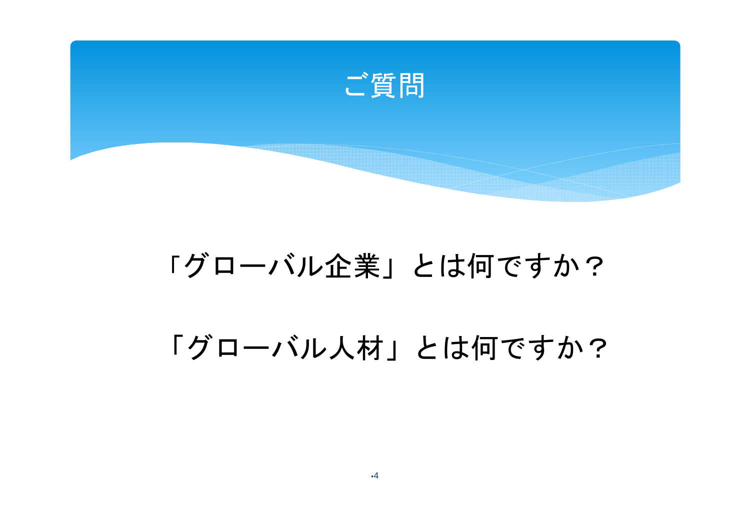# ご質問

「グローバル企業」とは何ですか？

「グローバル人材」とは何ですか？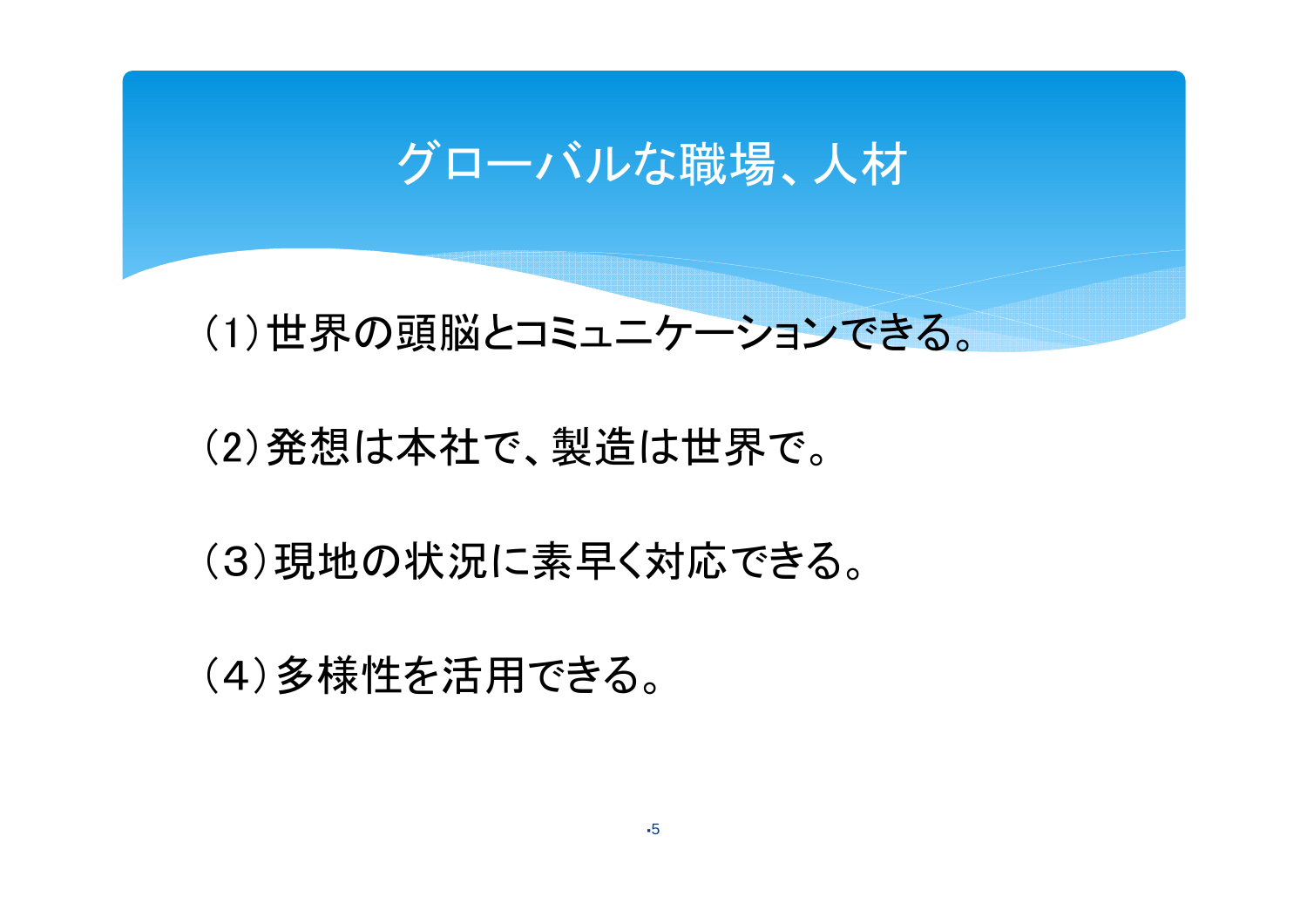# グローバルな職場、人材

（1）世界の頭脳とコミュニケーションできる。

（2）発想は本社で、製造は世界で。

（3）現地の状況に素早く対応できる。

（4）多様性を活用できる。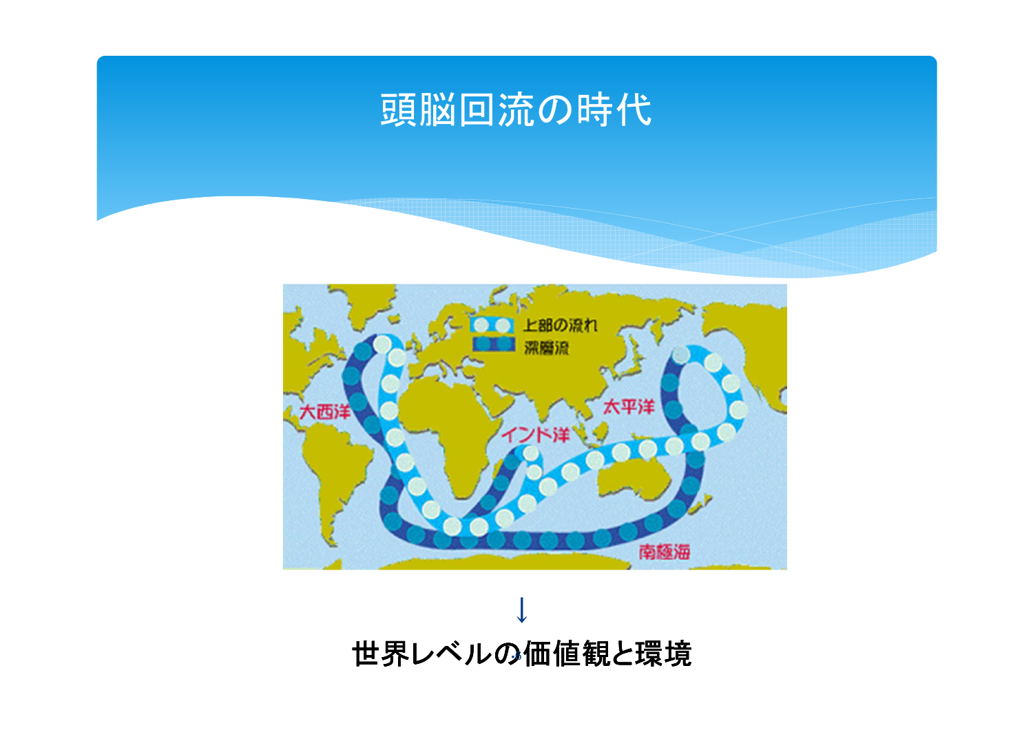# 頭脳回流の時代

↓

**世界レベルの価値観と環境**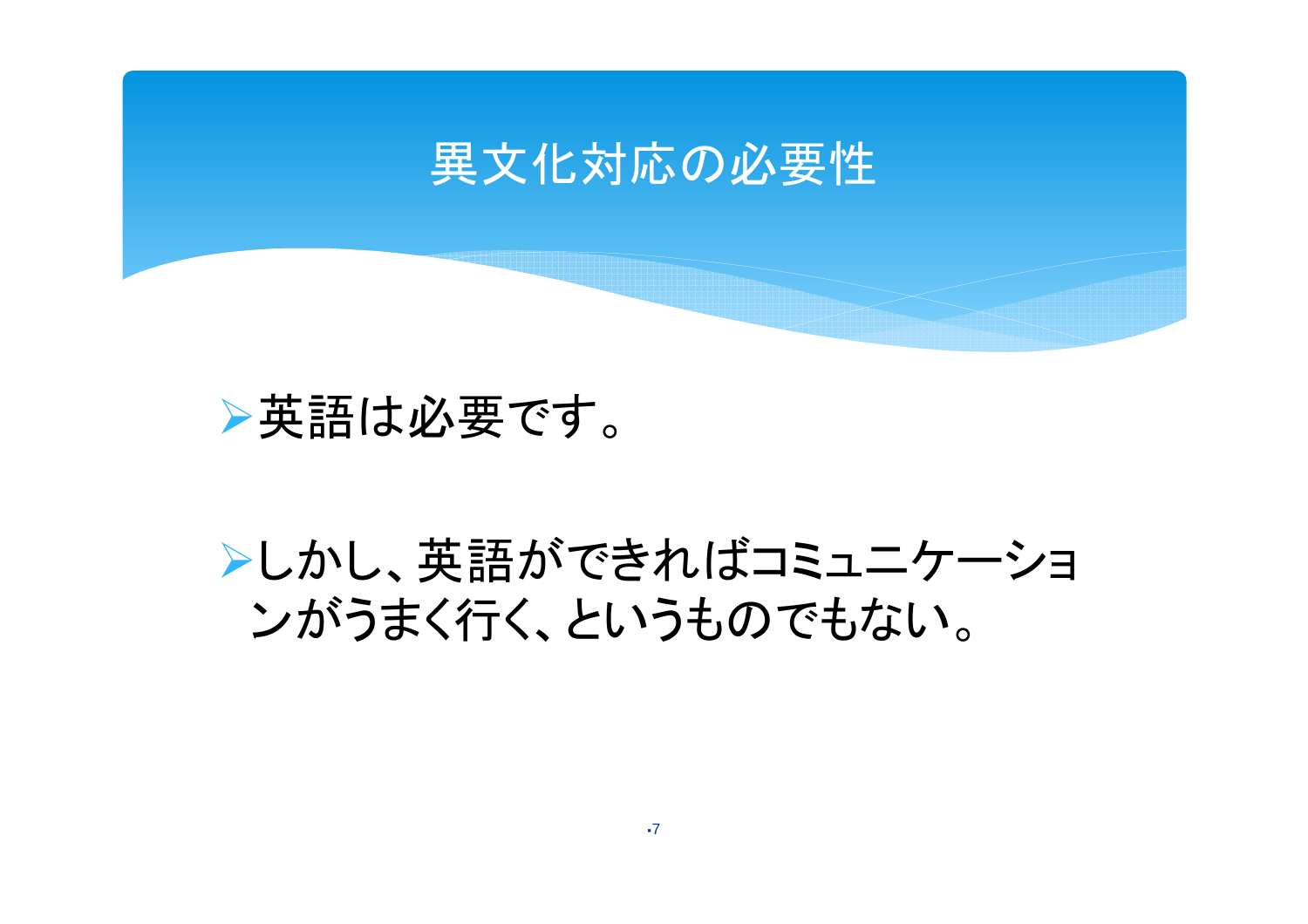# 異文化対応の必要性

- 英語は必要です。

- しかし、英語ができればコミュニケーションがうまく行く、というものでもない。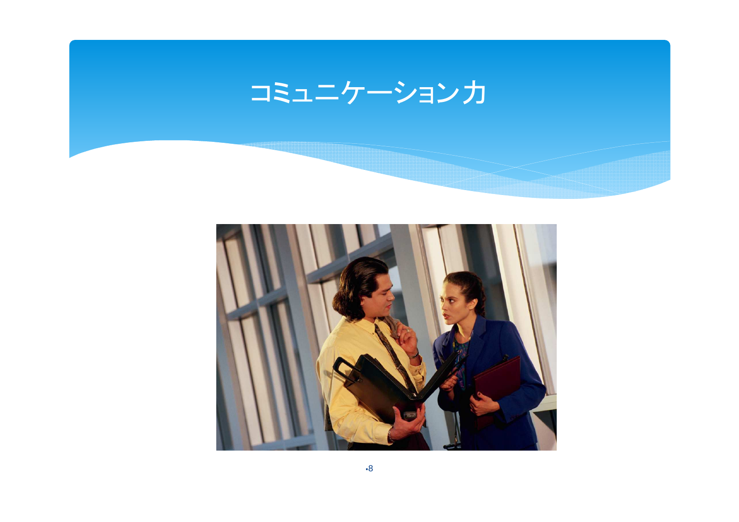# コミュニケーション力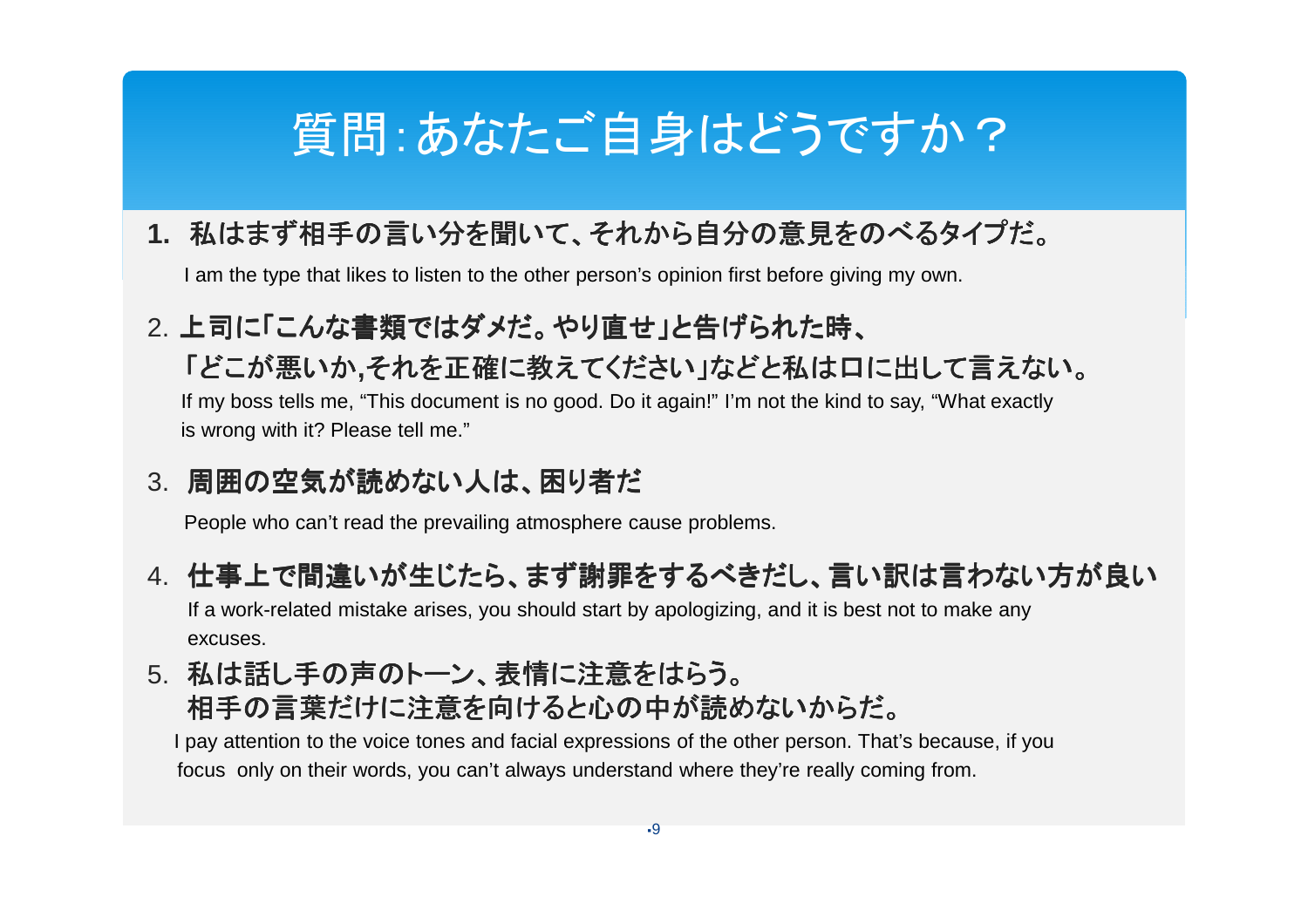# 質問:あなたご自身はどうですか？

1. **私はまず相手の言い分を聞いて、それから自分の意見をのべるタイプだ。**

   I am the type that likes to listen to the other person's opinion first before giving my own.

2. **上司に「こんな書類ではダメだ。やり直せ」と告げられた時、「どこが悪いか,それを正確に教えてください」などと私は口に出して言えない。**

   If my boss tells me, "This document is no good. Do it again!" I'm not the kind to say, "What exactly is wrong with it? Please tell me."

3. **周囲の空気が読めない人は、困り者だ**

   People who can't read the prevailing atmosphere cause problems.

4. **仕事上で間違いが生じたら、まず謝罪をするべきだし、言い訳は言わない方が良い**

   If a work-related mistake arises, you should start by apologizing, and it is best not to make any excuses.

5. **私は話し手の声のトーン、表情に注意をはらう。相手の言葉だけに注意を向けると心の中が読めないからだ。**

   I pay attention to the voice tones and facial expressions of the other person. That's because, if you focus only on their words, you can't always understand where they're really coming from.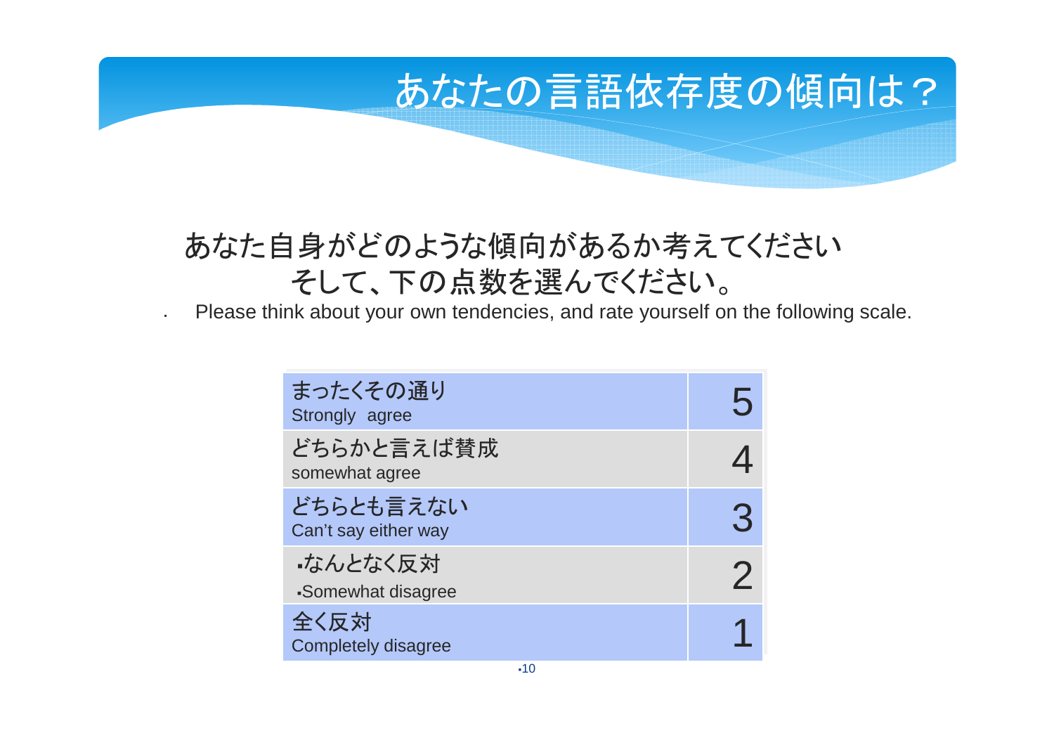# あなたの言語依存度の傾向は？

あなた自身がどのような傾向があるか考えてください
そして、下の点数を選んでください。

- Please think about your own tendencies, and rate yourself on the following scale.

| | |
|---|---|
| まったくその通り<br>Strongly agree | 5 |
| どちらかと言えば賛成<br>somewhat agree | 4 |
| どちらとも言えない<br>Can't say either way | 3 |
| ▪なんとなく反対<br>▪Somewhat disagree | 2 |
| 全く反対<br>Completely disagree | 1 |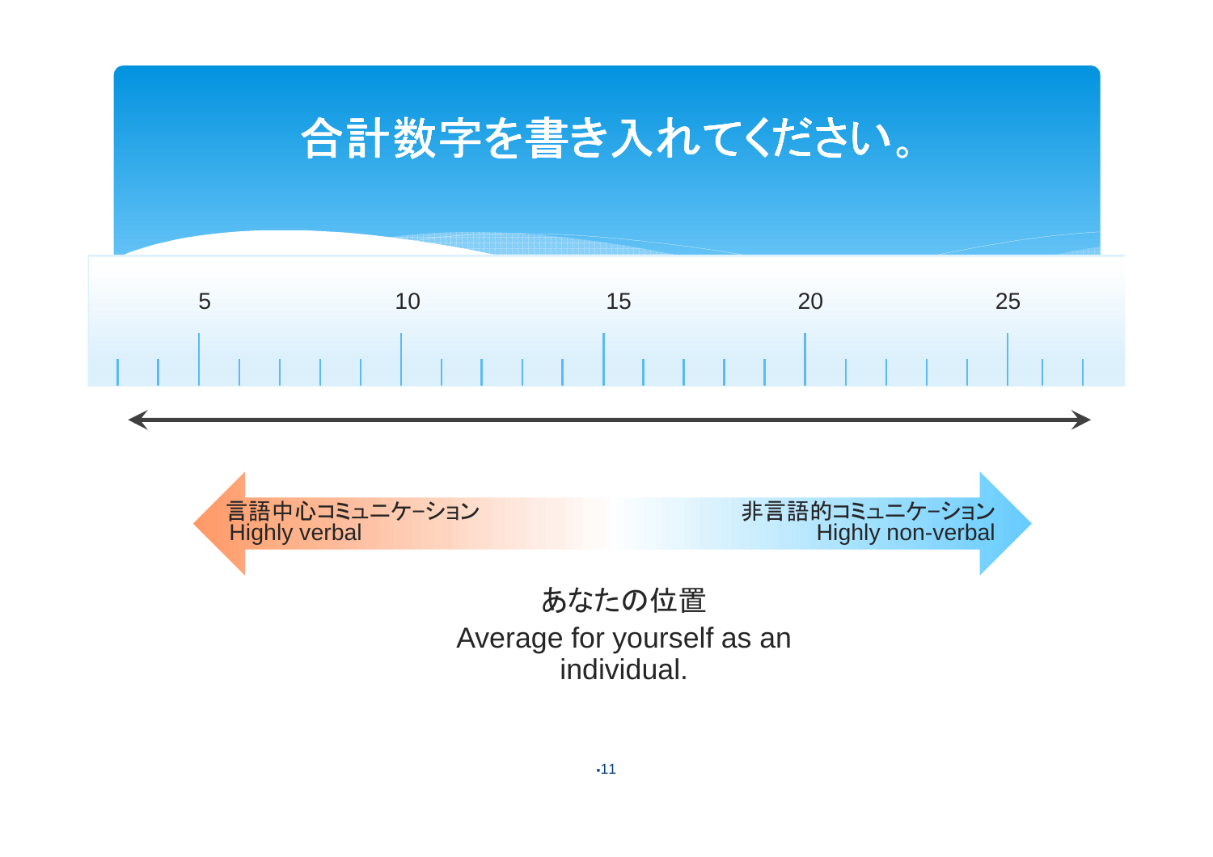# 合計数字を書き入れてください。

5　　10　　15　　20　　25

言語中心コミュニケーション
Highly verbal

非言語的コミュニケーション
Highly non-verbal

あなたの位置
Average for yourself as an individual.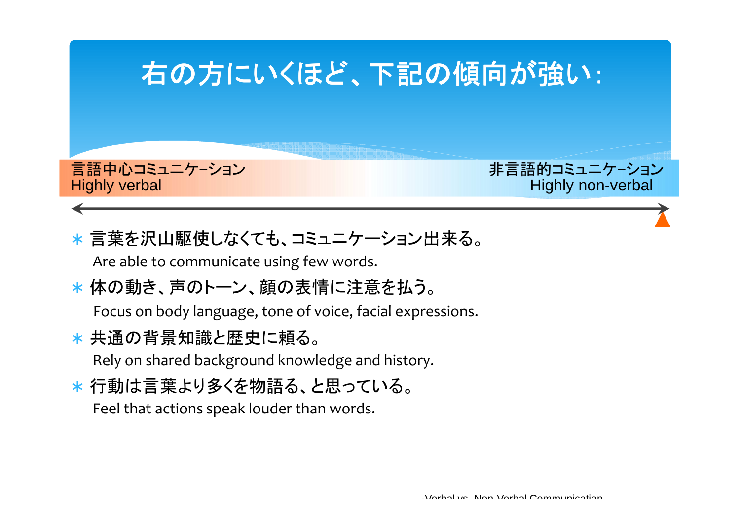# 右の方にいくほど、下記の傾向が強い：

言語中心コミュニケーション
Highly verbal

非言語的コミュニケーション
Highly non-verbal

- 言葉を沢山駆使しなくても、コミュニケーション出来る。
  Are able to communicate using few words.
- 体の動き、声のトーン、顔の表情に注意を払う。
  Focus on body language, tone of voice, facial expressions.
- 共通の背景知識と歴史に頼る。
  Rely on shared background knowledge and history.
- 行動は言葉より多くを物語る、と思っている。
  Feel that actions speak louder than words.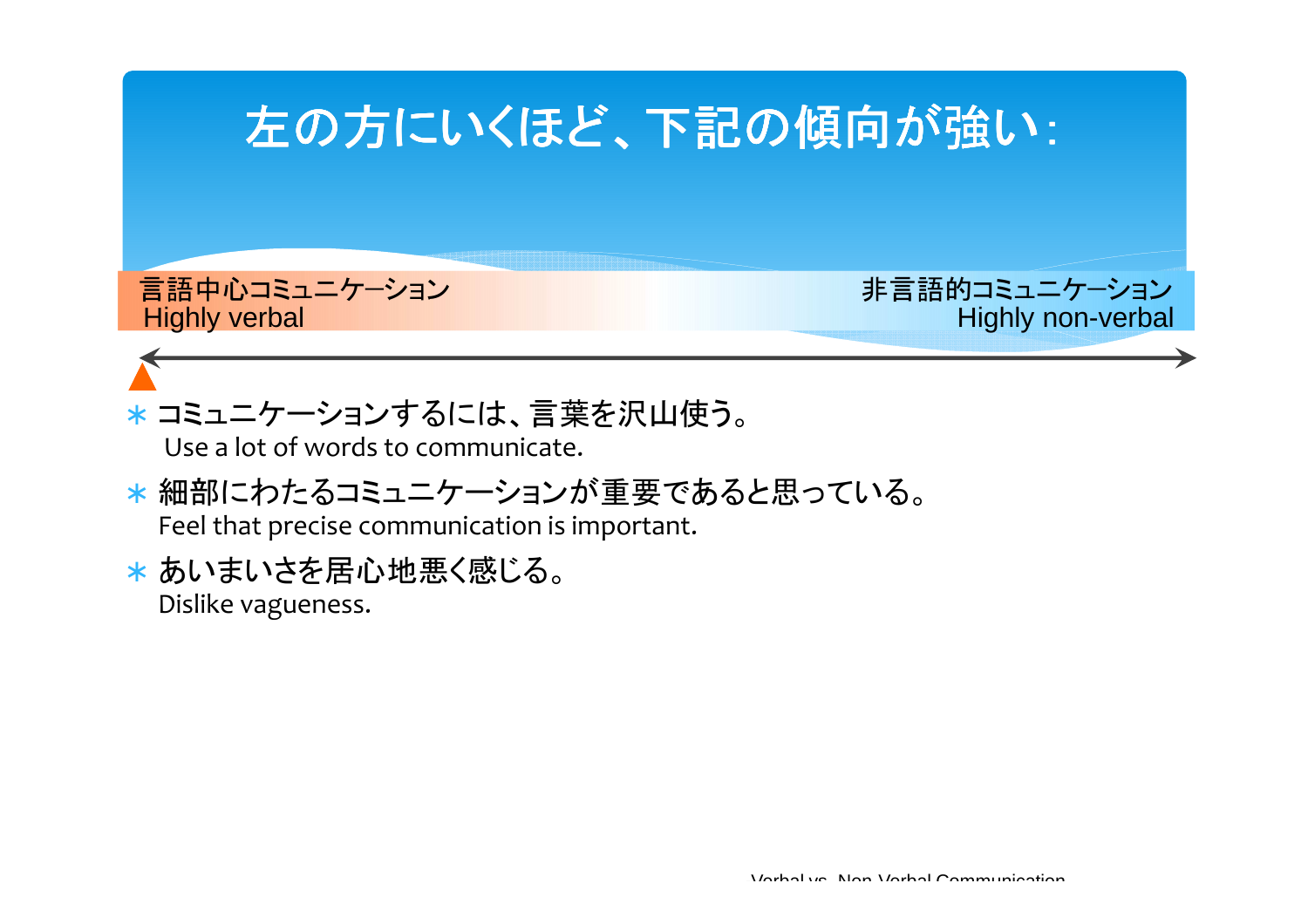# 左の方にいくほど、下記の傾向が強い：

言語中心コミュニケーション
Highly verbal

非言語的コミュニケーション
Highly non-verbal

- コミュニケーションするには、言葉を沢山使う。
  Use a lot of words to communicate.
- 細部にわたるコミュニケーションが重要であると思っている。
  Feel that precise communication is important.
- あいまいさを居心地悪く感じる。
  Dislike vagueness.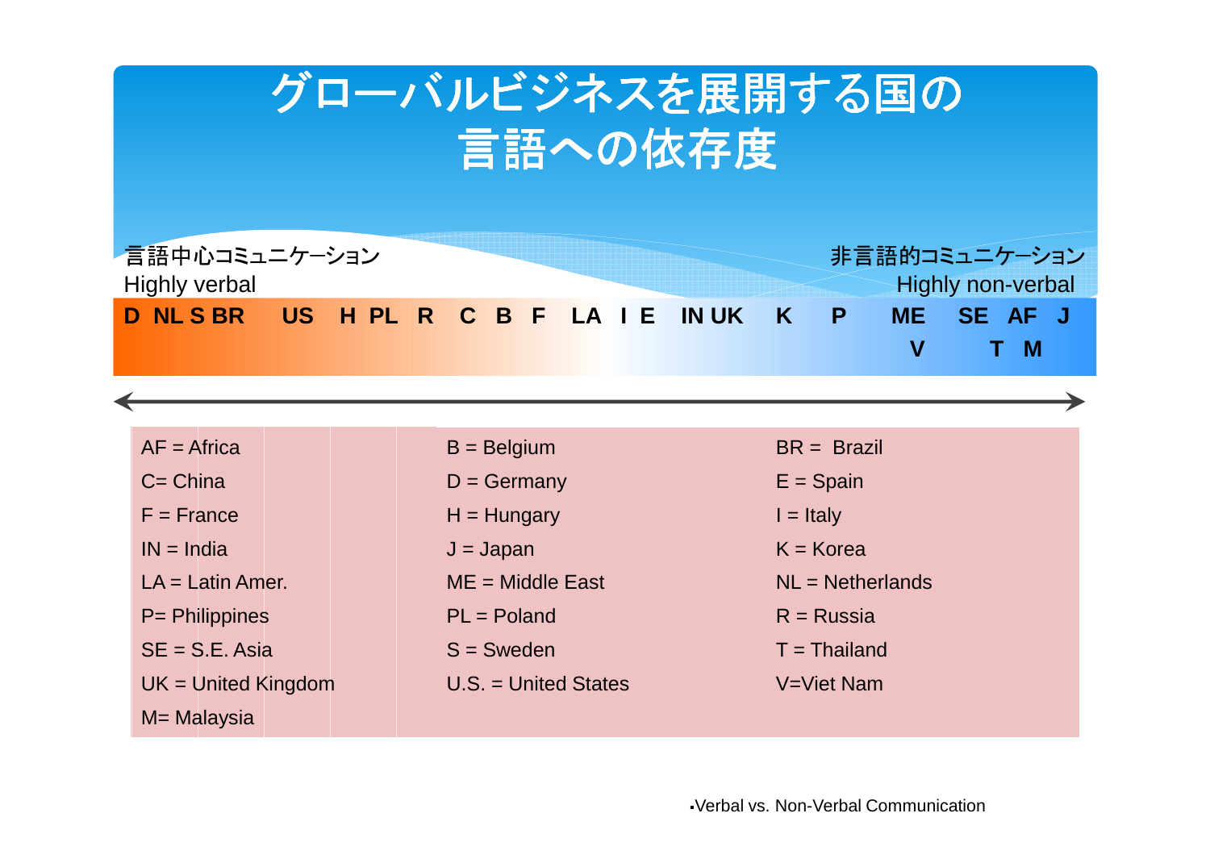# グローバルビジネスを展開する国の言語への依存度

言語中心コミュニケーション
Highly verbal

非言語的コミュニケーション
Highly non-verbal

D NL S BR US H PL R C B F LA I E IN UK K P ME SE AF J
V T M

| | | |
|---|---|---|
| AF = Africa | B = Belgium | BR = Brazil |
| C= China | D = Germany | E = Spain |
| F = France | H = Hungary | I = Italy |
| IN = India | J = Japan | K = Korea |
| LA = Latin Amer. | ME = Middle East | NL = Netherlands |
| P= Philippines | PL = Poland | R = Russia |
| SE = S.E. Asia | S = Sweden | T = Thailand |
| UK = United Kingdom | U.S. = United States | V=Viet Nam |
| M= Malaysia | | |

▪Verbal vs. Non-Verbal Communication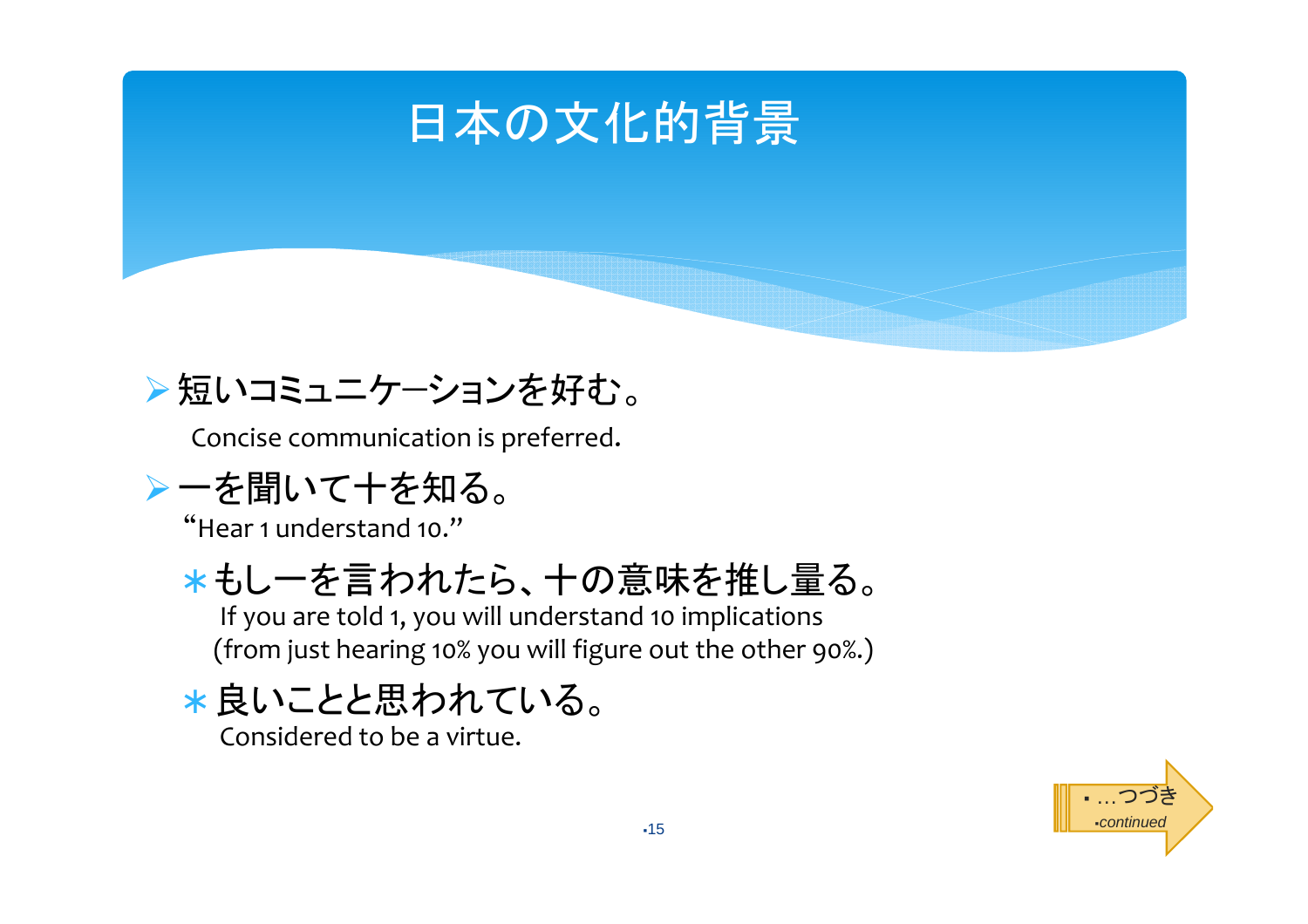# 日本の文化的背景

- 短いコミュニケーションを好む。
  Concise communication is preferred.
- 一を聞いて十を知る。
  "Hear 1 understand 10."
  - もし一を言われたら、十の意味を推し量る。
    If you are told 1, you will understand 10 implications
    (from just hearing 10% you will figure out the other 90%.)
  - 良いことと思われている。
    Considered to be a virtue.

…つづき
*continued*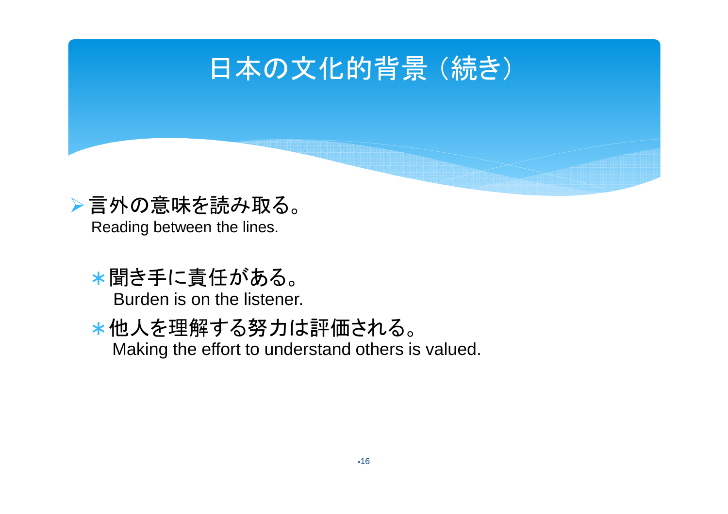# 日本の文化的背景（続き）

- 言外の意味を読み取る。
  Reading between the lines.

  - ＊聞き手に責任がある。
    Burden is on the listener.
  - ＊他人を理解する努力は評価される。
    Making the effort to understand others is valued.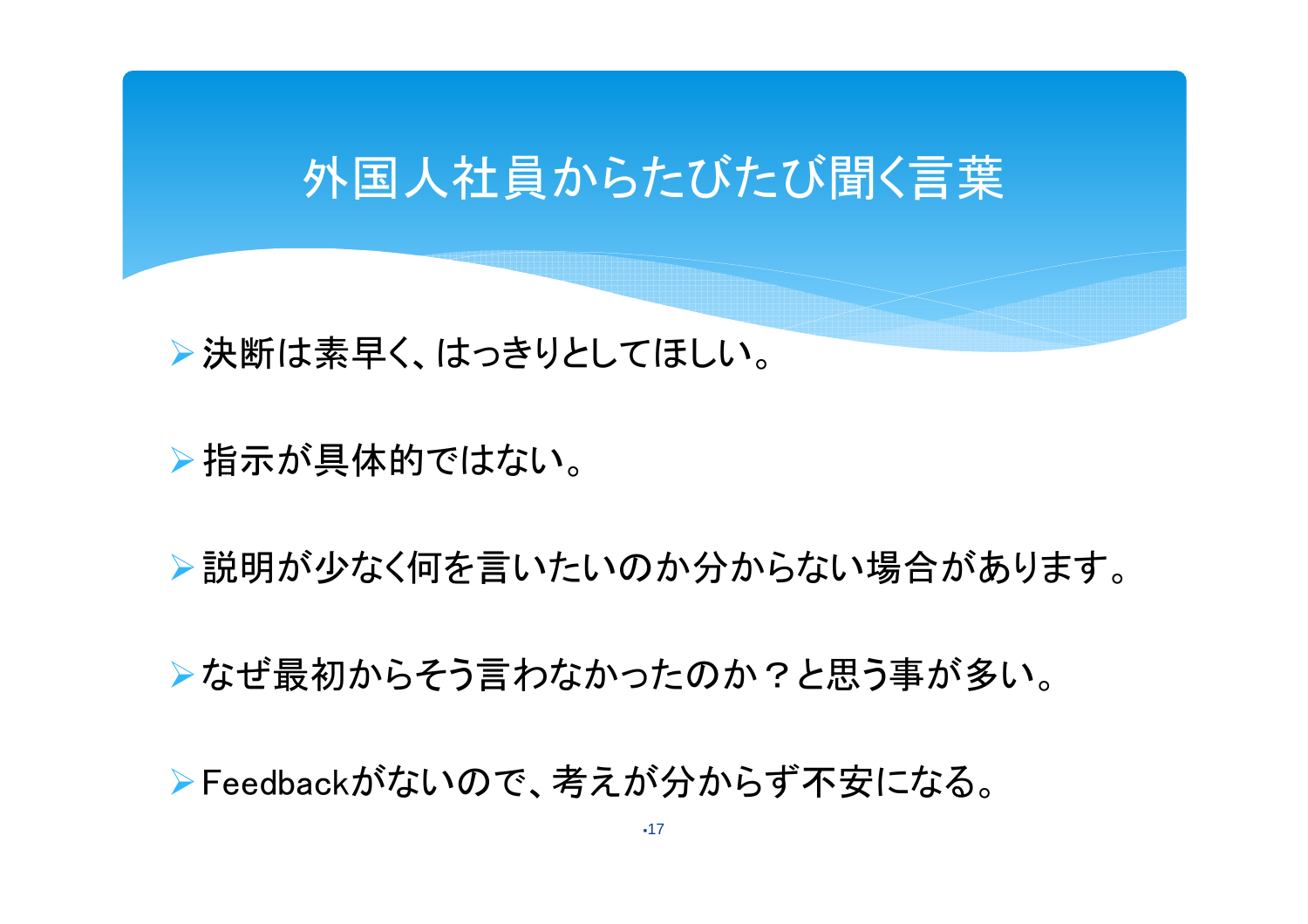# 外国人社員からたびたび聞く言葉

- 決断は素早く、はっきりとしてほしい。
- 指示が具体的ではない。
- 説明が少なく何を言いたいのか分からない場合があります。
- なぜ最初からそう言わなかったのか？と思う事が多い。
- Feedbackがないので、考えが分からず不安になる。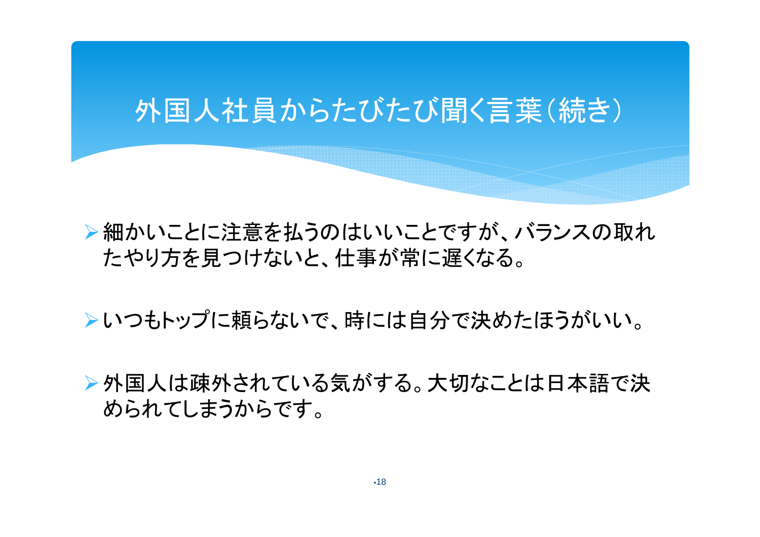# 外国人社員からたびたび聞く言葉（続き）

- 細かいことに注意を払うのはいいことですが、バランスの取れたやり方を見つけないと、仕事が常に遅くなる。

- いつもトップに頼らないで、時には自分で決めたほうがいい。

- 外国人は疎外されている気がする。大切なことは日本語で決められてしまうからです。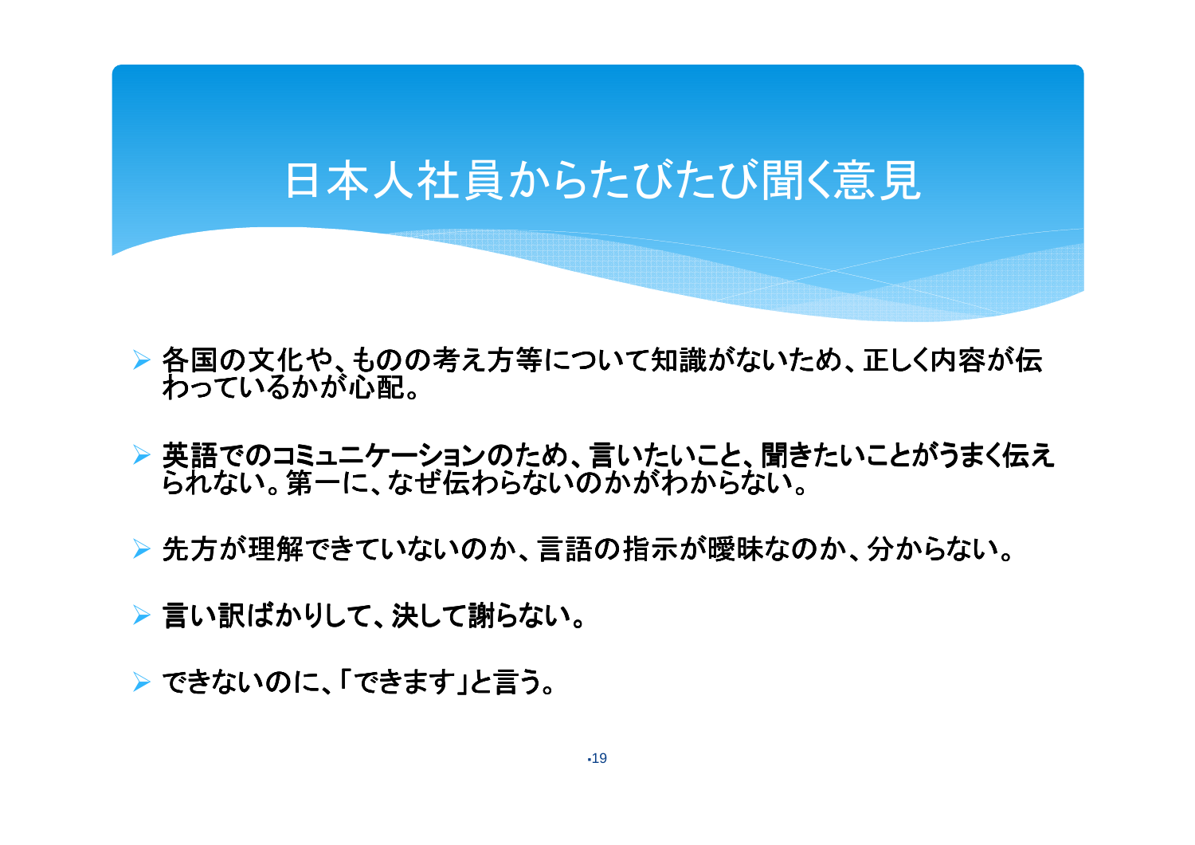# 日本人社員からたびたび聞く意見

- 各国の文化や、ものの考え方等について知識がないため、正しく内容が伝わっているかが心配。
- 英語でのコミュニケーションのため、言いたいこと、聞きたいことがうまく伝えられない。第一に、なぜ伝わらないのかがわからない。
- 先方が理解できていないのか、言語の指示が曖昧なのか、分からない。
- 言い訳ばかりして、決して謝らない。
- できないのに、「できます」と言う。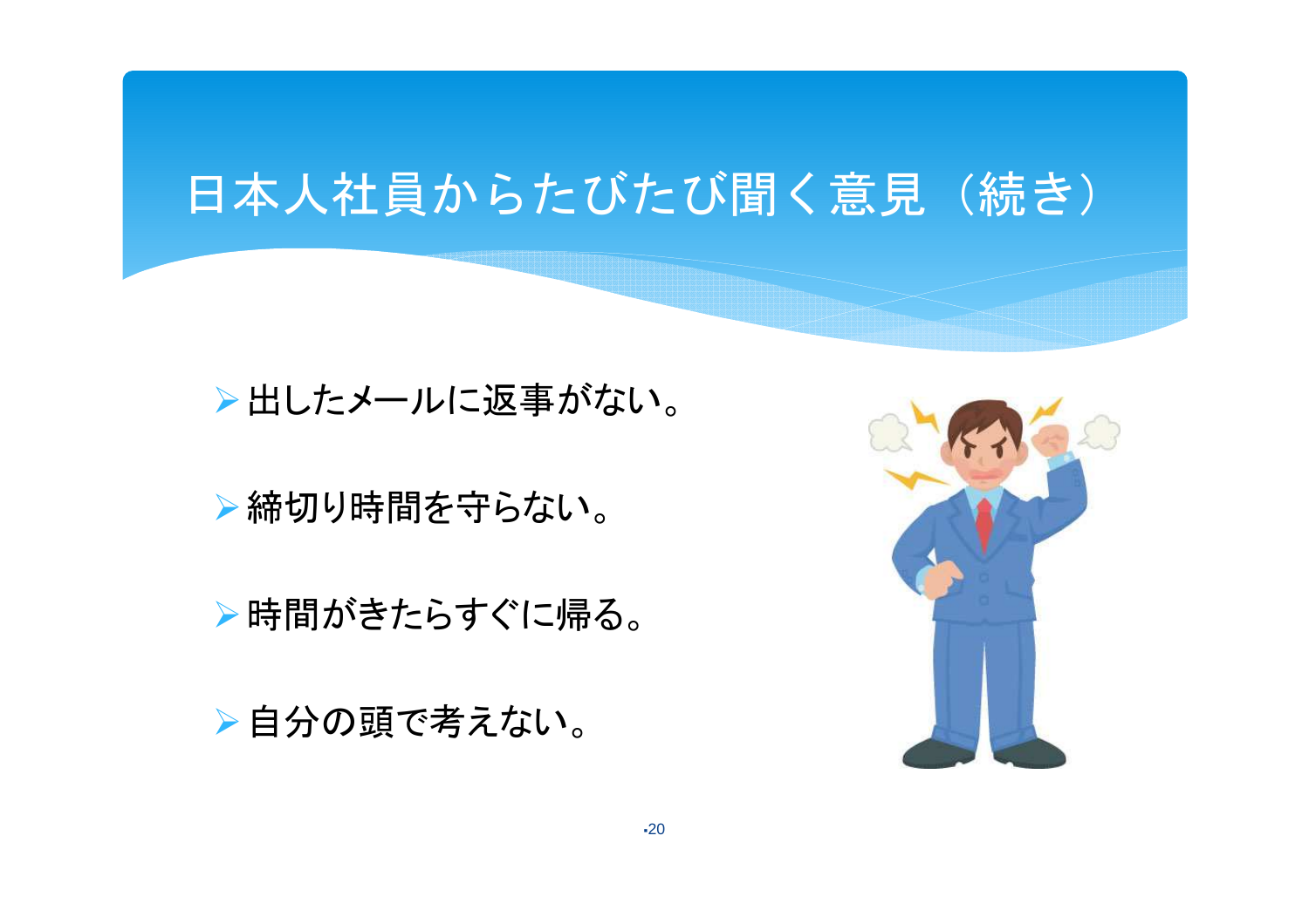# 日本人社員からたびたび聞く意見（続き）

- 出したメールに返事がない。
- 締切り時間を守らない。
- 時間がきたらすぐに帰る。
- 自分の頭で考えない。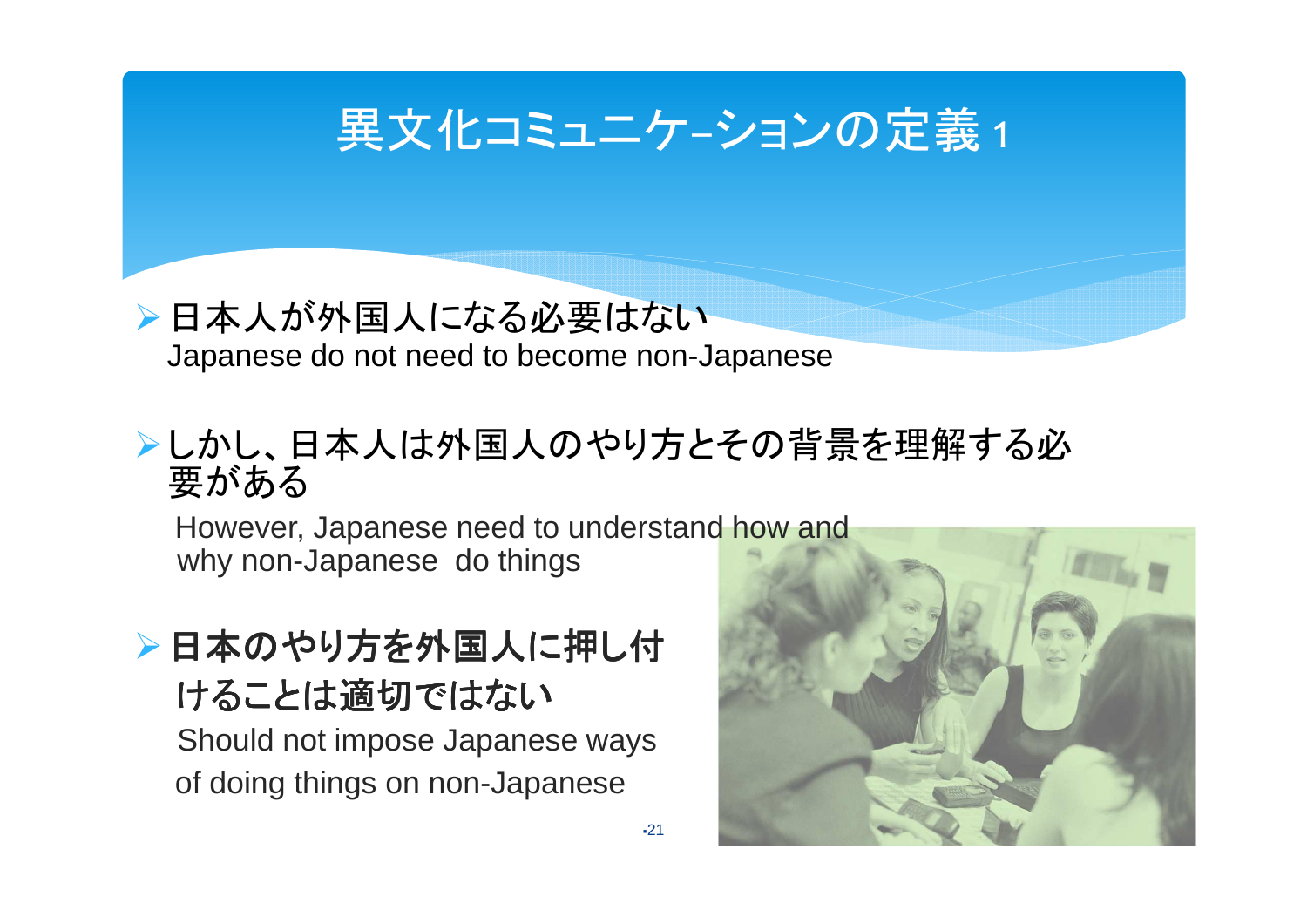# 異文化コミュニケ–ションの定義 1

- 日本人が外国人になる必要はない
  Japanese do not need to become non-Japanese

- しかし、日本人は外国人のやり方とその背景を理解する必要がある
  However, Japanese need to understand how and why non-Japanese do things

- 日本のやり方を外国人に押し付けることは適切ではない
  Should not impose Japanese ways of doing things on non-Japanese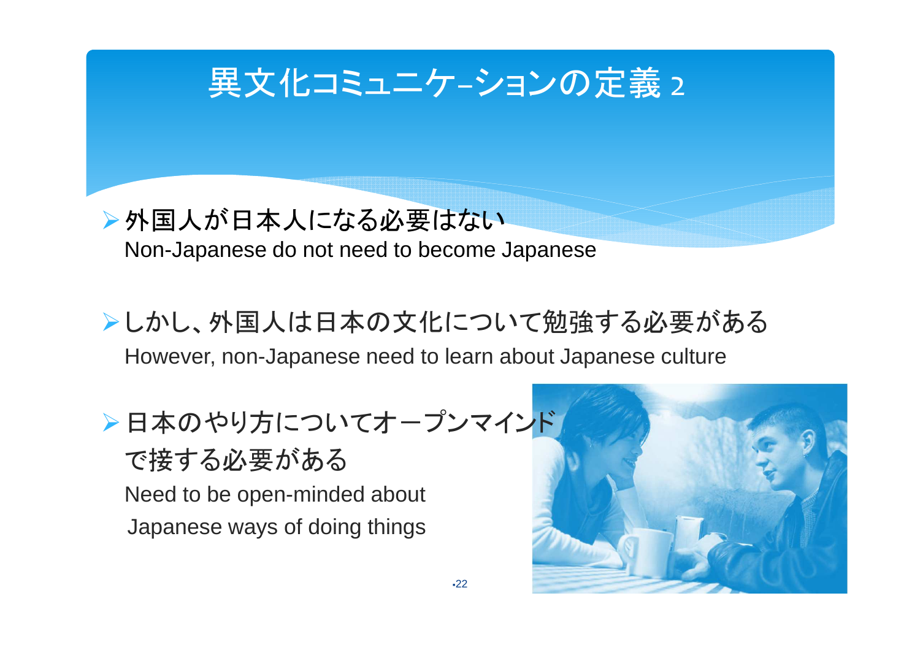# 異文化コミュニケ–ションの定義 2

- 外国人が日本人になる必要はない
  Non-Japanese do not need to become Japanese

- しかし、外国人は日本の文化について勉強する必要がある
  However, non-Japanese need to learn about Japanese culture

- 日本のやり方についてオープンマインドで接する必要がある
  Need to be open-minded about Japanese ways of doing things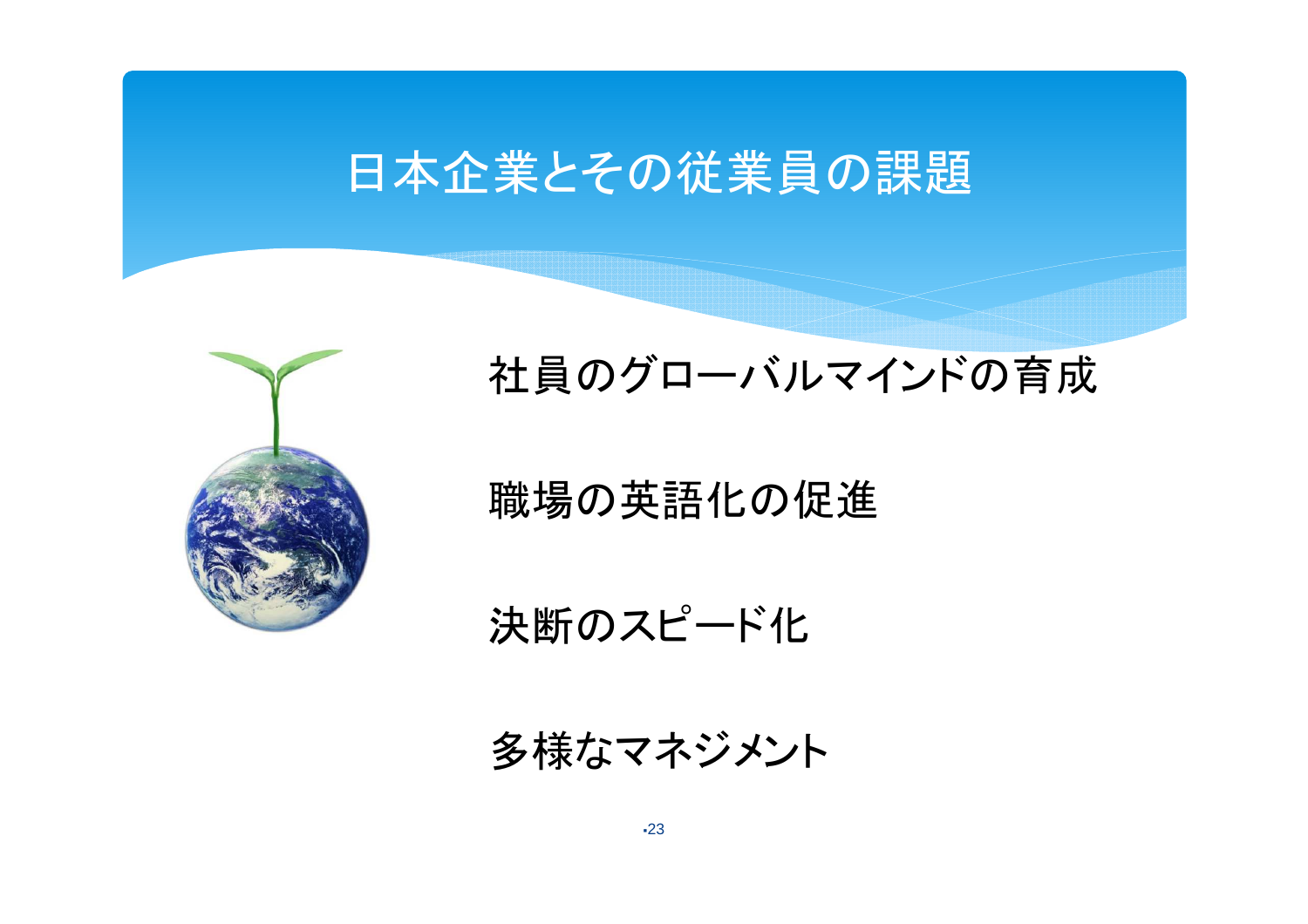# 日本企業とその従業員の課題

社員のグローバルマインドの育成

職場の英語化の促進

決断のスピード化

多様なマネジメント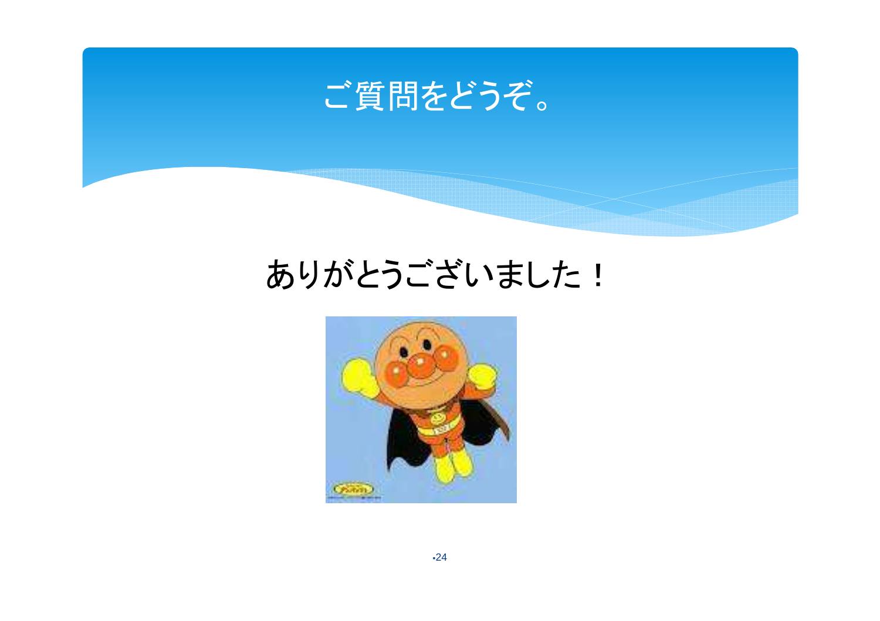# ご質問をどうぞ。

ありがとうございました！